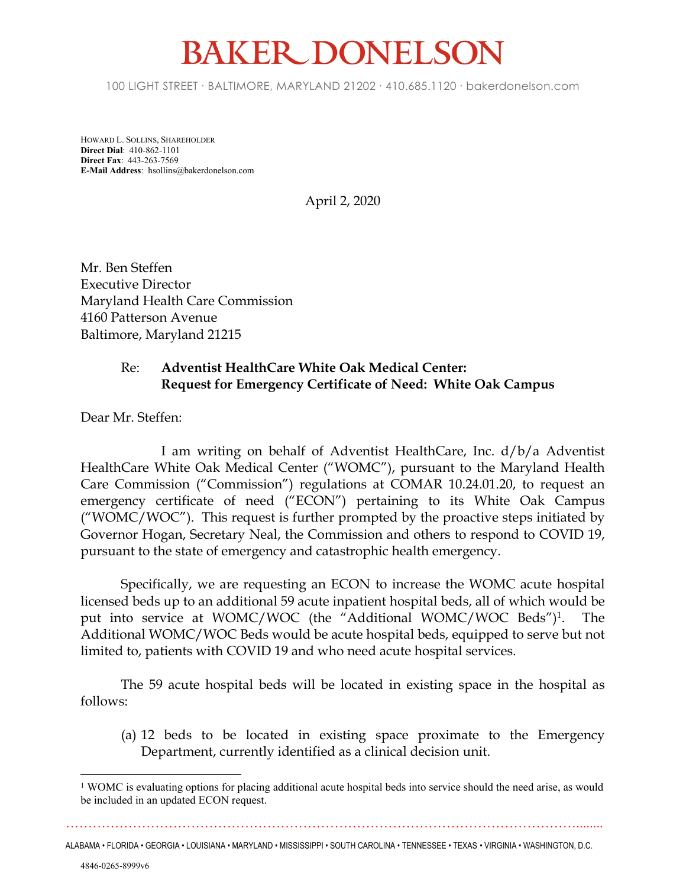# BAKER DONELSON

100 LIGHT STREET · BALTIMORE, MARYLAND 21202 · 410.685.1120 · bakerdonelson.com

HOWARD L. SOLLINS, SHAREHOLDER
**Direct Dial**: 410-862-1101
**Direct Fax**: 443-263-7569
**E-Mail Address**: hsollins@bakerdonelson.com

April 2, 2020

Mr. Ben Steffen
Executive Director
Maryland Health Care Commission
4160 Patterson Avenue
Baltimore, Maryland 21215

Re: **Adventist HealthCare White Oak Medical Center: Request for Emergency Certificate of Need: White Oak Campus**

Dear Mr. Steffen:

I am writing on behalf of Adventist HealthCare, Inc. d/b/a Adventist HealthCare White Oak Medical Center ("WOMC"), pursuant to the Maryland Health Care Commission ("Commission") regulations at COMAR 10.24.01.20, to request an emergency certificate of need ("ECON") pertaining to its White Oak Campus ("WOMC/WOC"). This request is further prompted by the proactive steps initiated by Governor Hogan, Secretary Neal, the Commission and others to respond to COVID 19, pursuant to the state of emergency and catastrophic health emergency.

Specifically, we are requesting an ECON to increase the WOMC acute hospital licensed beds up to an additional 59 acute inpatient hospital beds, all of which would be put into service at WOMC/WOC (the "Additional WOMC/WOC Beds")[1]. The Additional WOMC/WOC Beds would be acute hospital beds, equipped to serve but not limited to, patients with COVID 19 and who need acute hospital services.

The 59 acute hospital beds will be located in existing space in the hospital as follows:

(a) 12 beds to be located in existing space proximate to the Emergency Department, currently identified as a clinical decision unit.

[1] WOMC is evaluating options for placing additional acute hospital beds into service should the need arise, as would be included in an updated ECON request.

ALABAMA • FLORIDA • GEORGIA • LOUISIANA • MARYLAND • MISSISSIPPI • SOUTH CAROLINA • TENNESSEE • TEXAS • VIRGINIA • WASHINGTON, D.C.

4846-0265-8999v6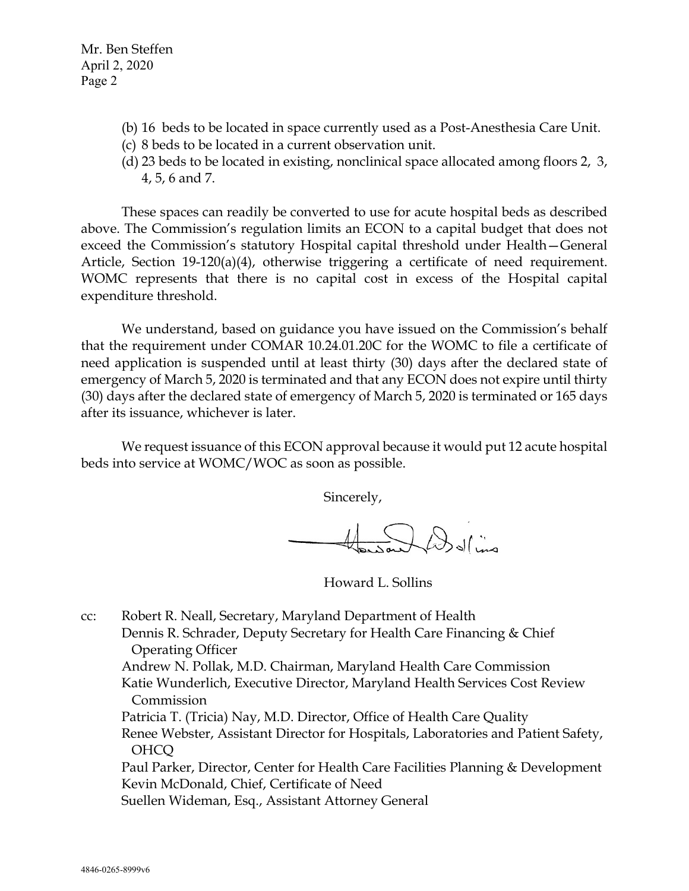(b) 16 beds to be located in space currently used as a Post-Anesthesia Care Unit.
(c) 8 beds to be located in a current observation unit.
(d) 23 beds to be located in existing, nonclinical space allocated among floors 2, 3, 4, 5, 6 and 7.

These spaces can readily be converted to use for acute hospital beds as described above. The Commission's regulation limits an ECON to a capital budget that does not exceed the Commission's statutory Hospital capital threshold under Health—General Article, Section 19-120(a)(4), otherwise triggering a certificate of need requirement. WOMC represents that there is no capital cost in excess of the Hospital capital expenditure threshold.

We understand, based on guidance you have issued on the Commission's behalf that the requirement under COMAR 10.24.01.20C for the WOMC to file a certificate of need application is suspended until at least thirty (30) days after the declared state of emergency of March 5, 2020 is terminated and that any ECON does not expire until thirty (30) days after the declared state of emergency of March 5, 2020 is terminated or 165 days after its issuance, whichever is later.

We request issuance of this ECON approval because it would put 12 acute hospital beds into service at WOMC/WOC as soon as possible.

Sincerely,

Howard L. Sollins

cc: Robert R. Neall, Secretary, Maryland Department of Health
Dennis R. Schrader, Deputy Secretary for Health Care Financing & Chief Operating Officer
Andrew N. Pollak, M.D. Chairman, Maryland Health Care Commission
Katie Wunderlich, Executive Director, Maryland Health Services Cost Review Commission
Patricia T. (Tricia) Nay, M.D. Director, Office of Health Care Quality
Renee Webster, Assistant Director for Hospitals, Laboratories and Patient Safety, OHCQ
Paul Parker, Director, Center for Health Care Facilities Planning & Development
Kevin McDonald, Chief, Certificate of Need
Suellen Wideman, Esq., Assistant Attorney General

4846-0265-8999v6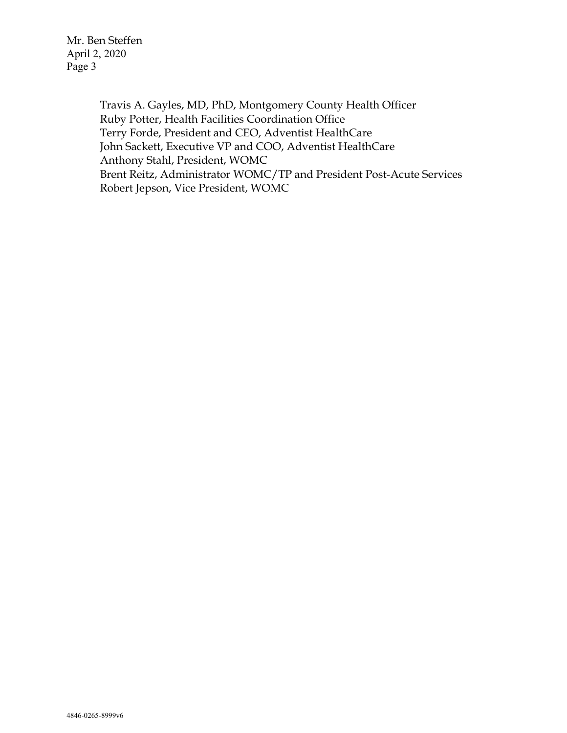Travis A. Gayles, MD, PhD, Montgomery County Health Officer
Ruby Potter, Health Facilities Coordination Office
Terry Forde, President and CEO, Adventist HealthCare
John Sackett, Executive VP and COO, Adventist HealthCare
Anthony Stahl, President, WOMC
Brent Reitz, Administrator WOMC/TP and President Post-Acute Services
Robert Jepson, Vice President, WOMC